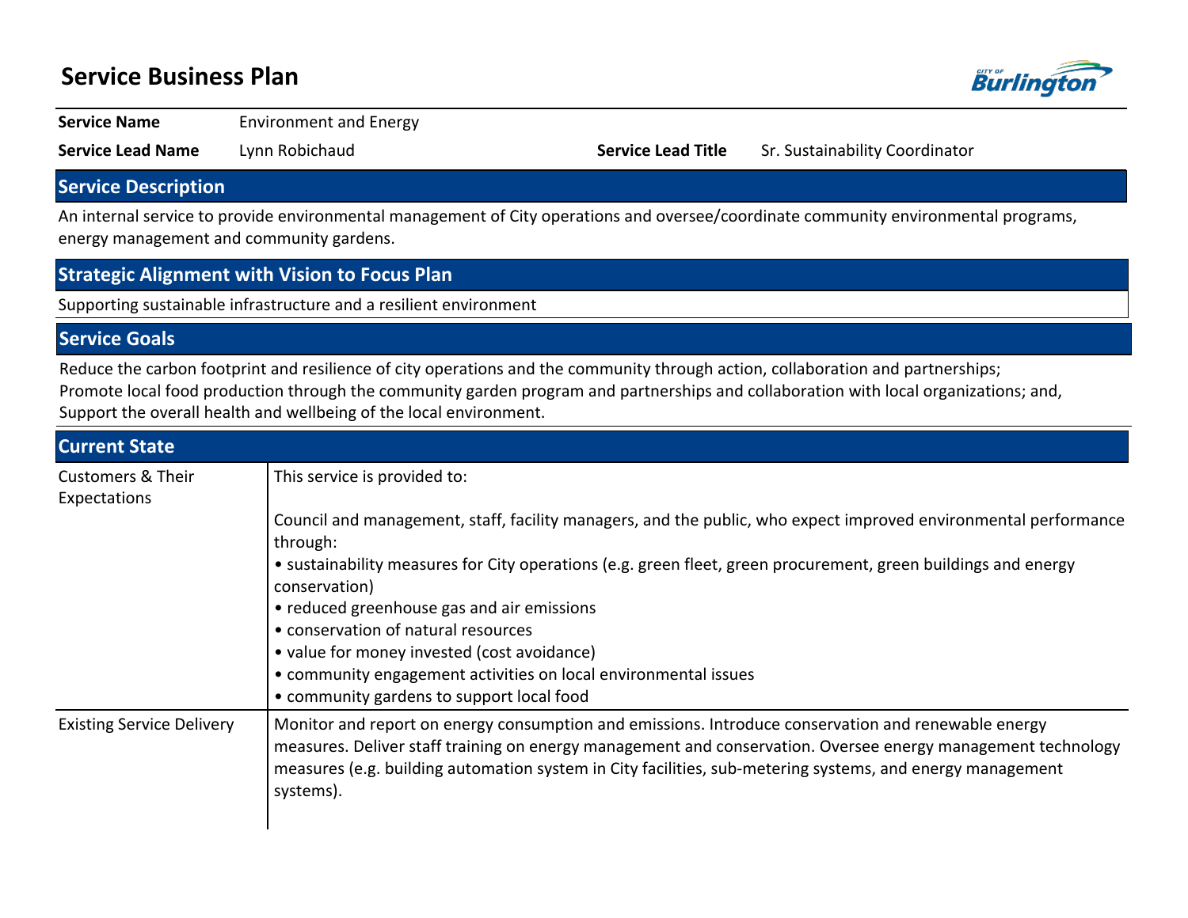# Service Business Plan

City of Burlington

| | | | |
|---|---|---|---|
| **Service Name** | Environment and Energy | | |
| **Service Lead Name** | Lynn Robichaud | **Service Lead Title** | Sr. Sustainability Coordinator |

## Service Description

An internal service to provide environmental management of City operations and oversee/coordinate community environmental programs, energy management and community gardens.

## Strategic Alignment with Vision to Focus Plan

Supporting sustainable infrastructure and a resilient environment

## Service Goals

Reduce the carbon footprint and resilience of city operations and the community through action, collaboration and partnerships;
Promote local food production through the community garden program and partnerships and collaboration with local organizations; and,
Support the overall health and wellbeing of the local environment.

## Current State

| | |
|---|---|
| Customers & Their Expectations | This service is provided to:<br><br>Council and management, staff, facility managers, and the public, who expect improved environmental performance through:<br>• sustainability measures for City operations (e.g. green fleet, green procurement, green buildings and energy conservation)<br>• reduced greenhouse gas and air emissions<br>• conservation of natural resources<br>• value for money invested (cost avoidance)<br>• community engagement activities on local environmental issues<br>• community gardens to support local food |
| Existing Service Delivery | Monitor and report on energy consumption and emissions. Introduce conservation and renewable energy measures. Deliver staff training on energy management and conservation. Oversee energy management technology measures (e.g. building automation system in City facilities, sub-metering systems, and energy management systems). |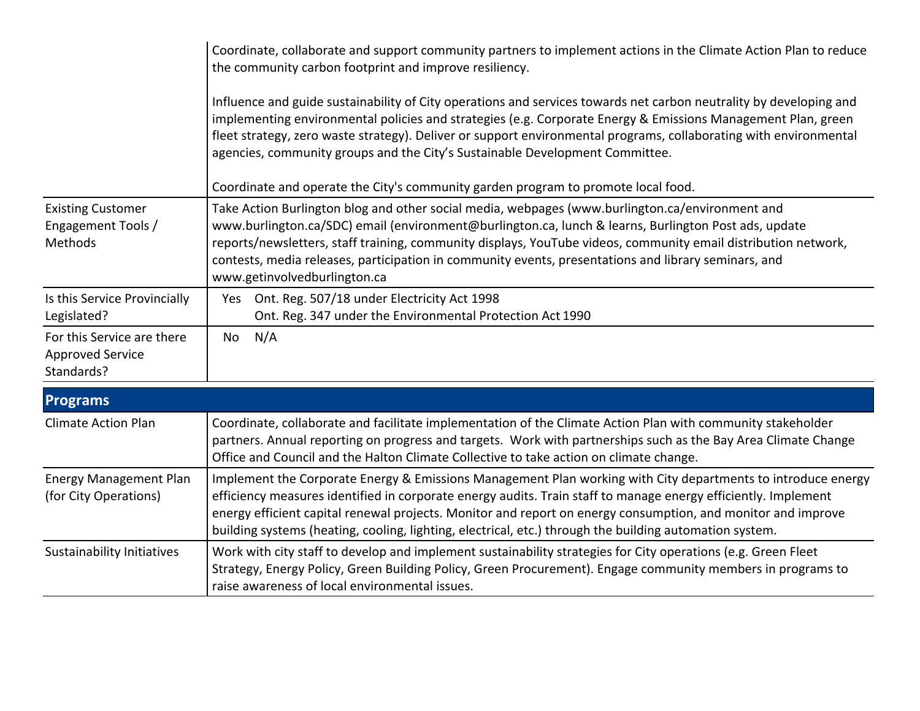| | |
|---|---|
| | Coordinate, collaborate and support community partners to implement actions in the Climate Action Plan to reduce the community carbon footprint and improve resiliency.<br><br>Influence and guide sustainability of City operations and services towards net carbon neutrality by developing and implementing environmental policies and strategies (e.g. Corporate Energy & Emissions Management Plan, green fleet strategy, zero waste strategy). Deliver or support environmental programs, collaborating with environmental agencies, community groups and the City's Sustainable Development Committee.<br><br>Coordinate and operate the City's community garden program to promote local food. |
| Existing Customer Engagement Tools / Methods | Take Action Burlington blog and other social media, webpages (www.burlington.ca/environment and www.burlington.ca/SDC) email (environment@burlington.ca, lunch & learns, Burlington Post ads, update reports/newsletters, staff training, community displays, YouTube videos, community email distribution network, contests, media releases, participation in community events, presentations and library seminars, and www.getinvolvedburlington.ca |
| Is this Service Provincially Legislated? | Yes Ont. Reg. 507/18 under Electricity Act 1998<br>Ont. Reg. 347 under the Environmental Protection Act 1990 |
| For this Service are there Approved Service Standards? | No N/A |

## Programs

| | |
|---|---|
| Climate Action Plan | Coordinate, collaborate and facilitate implementation of the Climate Action Plan with community stakeholder partners. Annual reporting on progress and targets. Work with partnerships such as the Bay Area Climate Change Office and Council and the Halton Climate Collective to take action on climate change. |
| Energy Management Plan (for City Operations) | Implement the Corporate Energy & Emissions Management Plan working with City departments to introduce energy efficiency measures identified in corporate energy audits. Train staff to manage energy efficiently. Implement energy efficient capital renewal projects. Monitor and report on energy consumption, and monitor and improve building systems (heating, cooling, lighting, electrical, etc.) through the building automation system. |
| Sustainability Initiatives | Work with city staff to develop and implement sustainability strategies for City operations (e.g. Green Fleet Strategy, Energy Policy, Green Building Policy, Green Procurement). Engage community members in programs to raise awareness of local environmental issues. |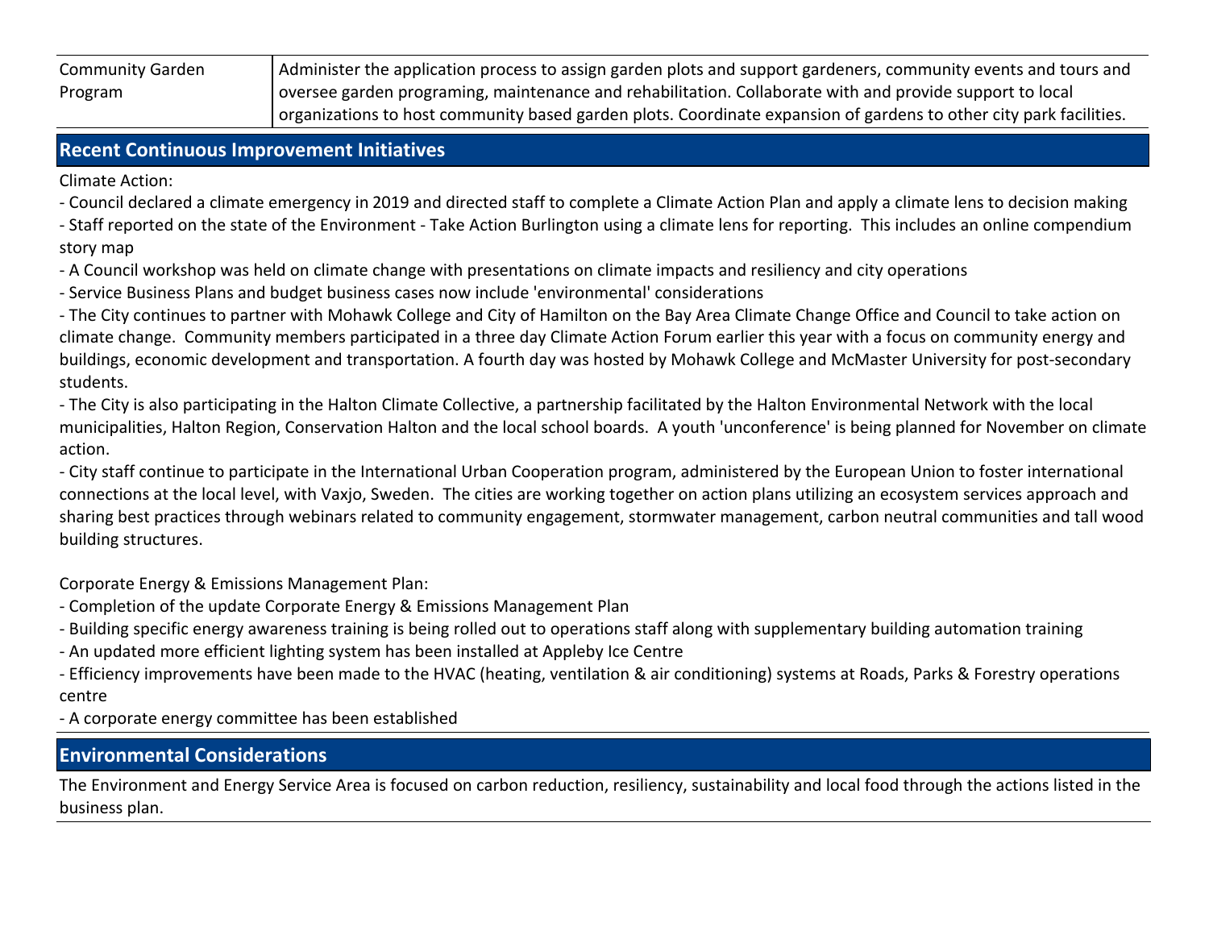| Community Garden Program | Administer the application process to assign garden plots and support gardeners, community events and tours and oversee garden programing, maintenance and rehabilitation. Collaborate with and provide support to local organizations to host community based garden plots. Coordinate expansion of gardens to other city park facilities. |
|---|---|

## Recent Continuous Improvement Initiatives

Climate Action:

- Council declared a climate emergency in 2019 and directed staff to complete a Climate Action Plan and apply a climate lens to decision making
- Staff reported on the state of the Environment - Take Action Burlington using a climate lens for reporting. This includes an online compendium story map
- A Council workshop was held on climate change with presentations on climate impacts and resiliency and city operations
- Service Business Plans and budget business cases now include 'environmental' considerations
- The City continues to partner with Mohawk College and City of Hamilton on the Bay Area Climate Change Office and Council to take action on climate change. Community members participated in a three day Climate Action Forum earlier this year with a focus on community energy and buildings, economic development and transportation. A fourth day was hosted by Mohawk College and McMaster University for post-secondary students.
- The City is also participating in the Halton Climate Collective, a partnership facilitated by the Halton Environmental Network with the local municipalities, Halton Region, Conservation Halton and the local school boards. A youth 'unconference' is being planned for November on climate action.
- City staff continue to participate in the International Urban Cooperation program, administered by the European Union to foster international connections at the local level, with Vaxjo, Sweden. The cities are working together on action plans utilizing an ecosystem services approach and sharing best practices through webinars related to community engagement, stormwater management, carbon neutral communities and tall wood building structures.

Corporate Energy & Emissions Management Plan:

- Completion of the update Corporate Energy & Emissions Management Plan
- Building specific energy awareness training is being rolled out to operations staff along with supplementary building automation training
- An updated more efficient lighting system has been installed at Appleby Ice Centre
- Efficiency improvements have been made to the HVAC (heating, ventilation & air conditioning) systems at Roads, Parks & Forestry operations centre
- A corporate energy committee has been established

## Environmental Considerations

The Environment and Energy Service Area is focused on carbon reduction, resiliency, sustainability and local food through the actions listed in the business plan.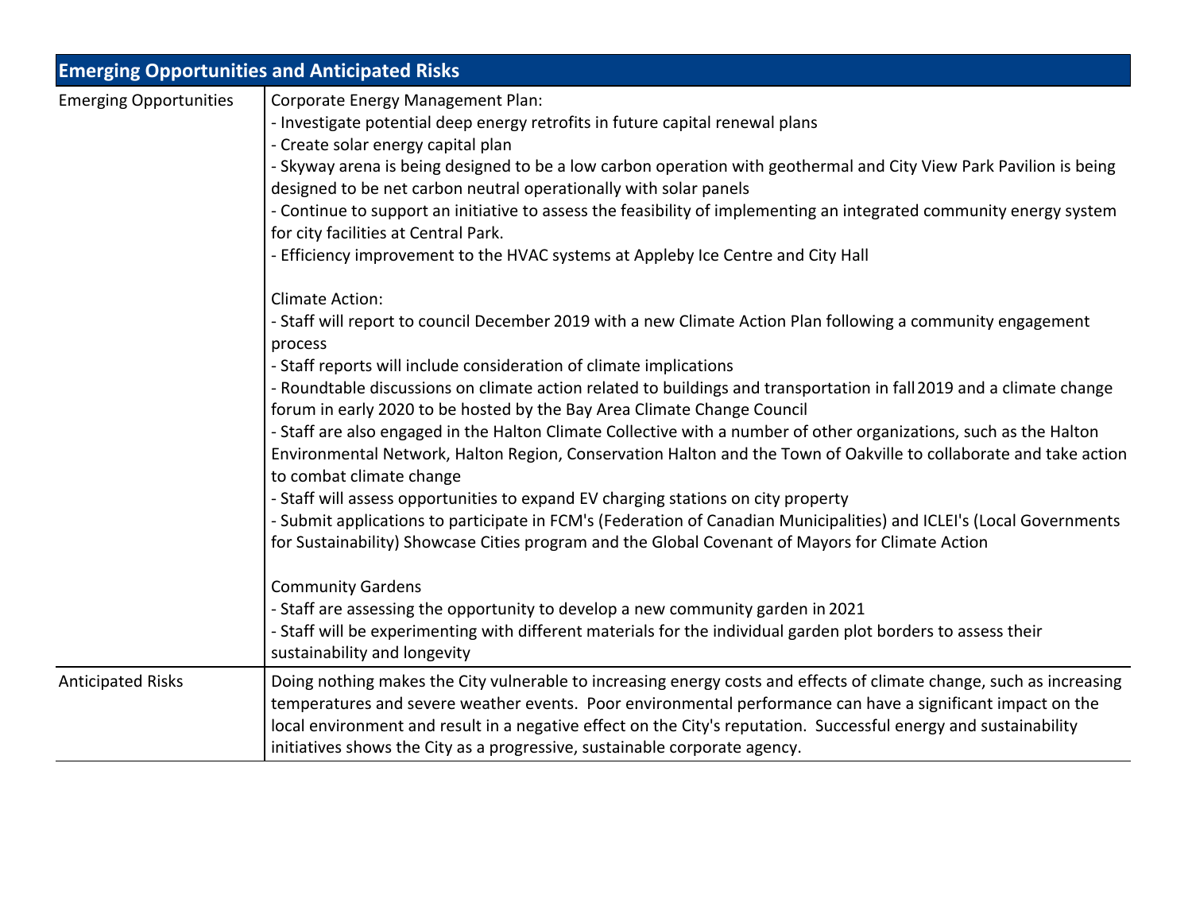| Emerging Opportunities and Anticipated Risks | |
|---|---|
| Emerging Opportunities | Corporate Energy Management Plan:<br>- Investigate potential deep energy retrofits in future capital renewal plans<br>- Create solar energy capital plan<br>- Skyway arena is being designed to be a low carbon operation with geothermal and City View Park Pavilion is being designed to be net carbon neutral operationally with solar panels<br>- Continue to support an initiative to assess the feasibility of implementing an integrated community energy system for city facilities at Central Park.<br>- Efficiency improvement to the HVAC systems at Appleby Ice Centre and City Hall<br><br>Climate Action:<br>- Staff will report to council December 2019 with a new Climate Action Plan following a community engagement process<br>- Staff reports will include consideration of climate implications<br>- Roundtable discussions on climate action related to buildings and transportation in fall 2019 and a climate change forum in early 2020 to be hosted by the Bay Area Climate Change Council<br>- Staff are also engaged in the Halton Climate Collective with a number of other organizations, such as the Halton Environmental Network, Halton Region, Conservation Halton and the Town of Oakville to collaborate and take action to combat climate change<br>- Staff will assess opportunities to expand EV charging stations on city property<br>- Submit applications to participate in FCM's (Federation of Canadian Municipalities) and ICLEI's (Local Governments for Sustainability) Showcase Cities program and the Global Covenant of Mayors for Climate Action<br><br>Community Gardens<br>- Staff are assessing the opportunity to develop a new community garden in 2021<br>- Staff will be experimenting with different materials for the individual garden plot borders to assess their sustainability and longevity |
| Anticipated Risks | Doing nothing makes the City vulnerable to increasing energy costs and effects of climate change, such as increasing temperatures and severe weather events. Poor environmental performance can have a significant impact on the local environment and result in a negative effect on the City's reputation. Successful energy and sustainability initiatives shows the City as a progressive, sustainable corporate agency. |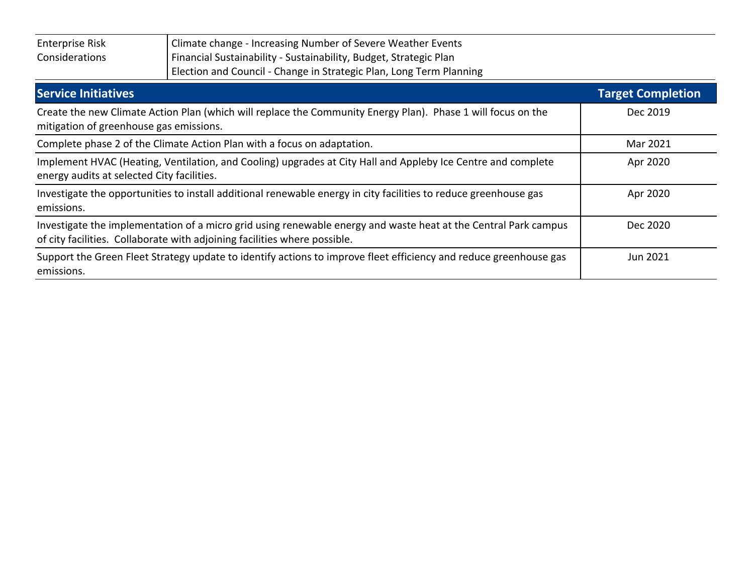| Enterprise Risk Considerations | Climate change - Increasing Number of Severe Weather Events<br>Financial Sustainability - Sustainability, Budget, Strategic Plan<br>Election and Council - Change in Strategic Plan, Long Term Planning |
|---|---|

| Service Initiatives | Target Completion |
|---|---|
| Create the new Climate Action Plan (which will replace the Community Energy Plan). Phase 1 will focus on the mitigation of greenhouse gas emissions. | Dec 2019 |
| Complete phase 2 of the Climate Action Plan with a focus on adaptation. | Mar 2021 |
| Implement HVAC (Heating, Ventilation, and Cooling) upgrades at City Hall and Appleby Ice Centre and complete energy audits at selected City facilities. | Apr 2020 |
| Investigate the opportunities to install additional renewable energy in city facilities to reduce greenhouse gas emissions. | Apr 2020 |
| Investigate the implementation of a micro grid using renewable energy and waste heat at the Central Park campus of city facilities. Collaborate with adjoining facilities where possible. | Dec 2020 |
| Support the Green Fleet Strategy update to identify actions to improve fleet efficiency and reduce greenhouse gas emissions. | Jun 2021 |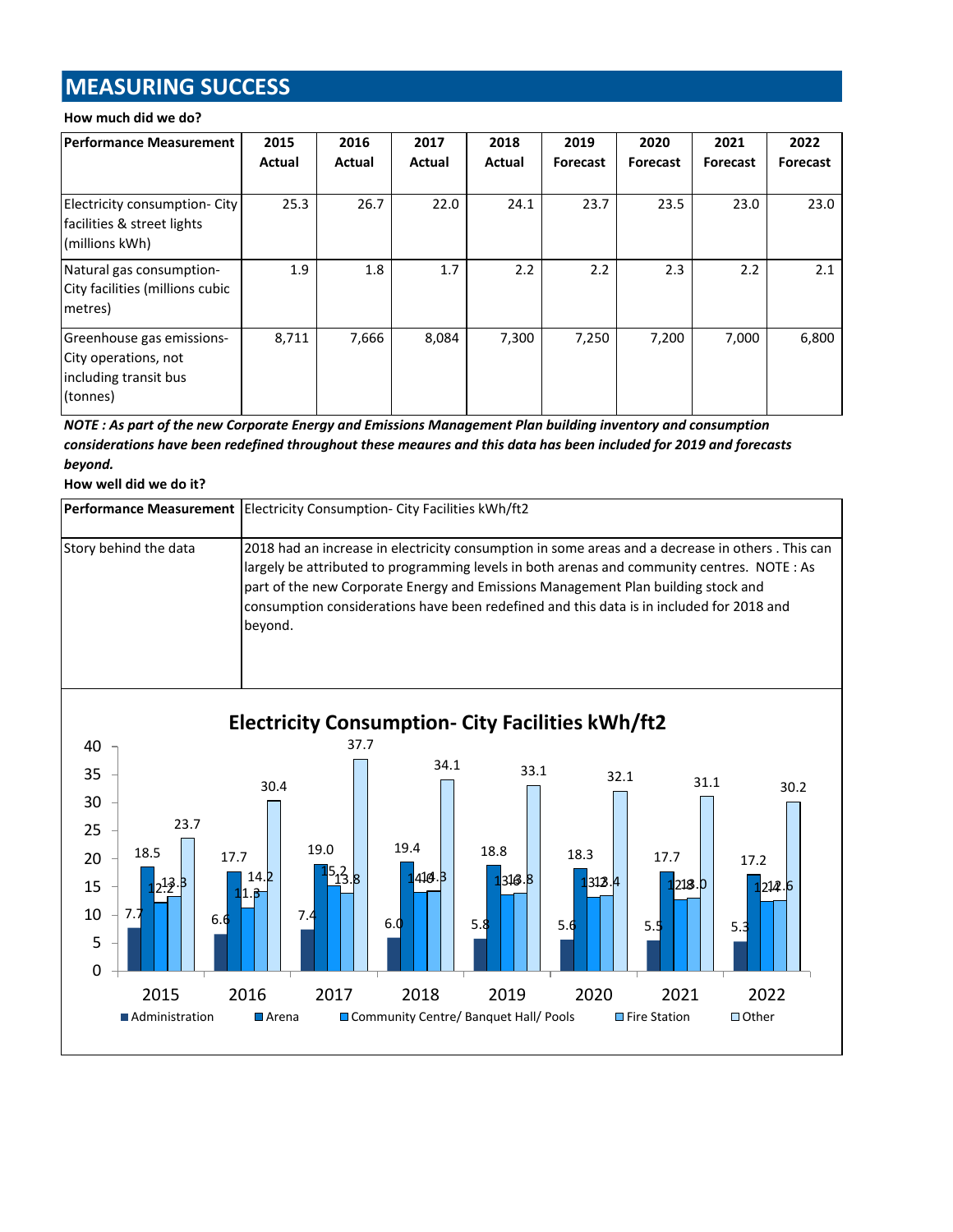# MEASURING SUCCESS

**How much did we do?**

| Performance Measurement | 2015 Actual | 2016 Actual | 2017 Actual | 2018 Actual | 2019 Forecast | 2020 Forecast | 2021 Forecast | 2022 Forecast |
|---|---|---|---|---|---|---|---|---|
| Electricity consumption- City facilities & street lights (millions kWh) | 25.3 | 26.7 | 22.0 | 24.1 | 23.7 | 23.5 | 23.0 | 23.0 |
| Natural gas consumption- City facilities (millions cubic metres) | 1.9 | 1.8 | 1.7 | 2.2 | 2.2 | 2.3 | 2.2 | 2.1 |
| Greenhouse gas emissions- City operations, not including transit bus (tonnes) | 8,711 | 7,666 | 8,084 | 7,300 | 7,250 | 7,200 | 7,000 | 6,800 |

***NOTE : As part of the new Corporate Energy and Emissions Management Plan building inventory and consumption considerations have been redefined throughout these meaures and this data has been included for 2019 and forecasts beyond.***

**How well did we do it?**

| Performance Measurement | Electricity Consumption- City Facilities kWh/ft2 |
|---|---|
| Story behind the data | 2018 had an increase in electricity consumption in some areas and a decrease in others . This can largely be attributed to programming levels in both arenas and community centres. NOTE : As part of the new Corporate Energy and Emissions Management Plan building stock and consumption considerations have been redefined and this data is in included for 2018 and beyond. |

**Electricity Consumption- City Facilities kWh/ft2**

| | 2015 | 2016 | 2017 | 2018 | 2019 | 2020 | 2021 | 2022 |
|---|---|---|---|---|---|---|---|---|
| Administration | 7.7 | 6.6 | 7.4 | 6.0 | 5.8 | 5.6 | 5.5 | 5.3 |
| Arena | 18.5 | 17.7 | 19.0 | 19.4 | 18.8 | 18.3 | 17.7 | 17.2 |
| Community Centre/ Banquet Hall/ Pools | 12.2 | 11.3 | 15.2 | 14.0 | 13.6 | 13.2 | 12.8 | 12.4 |
| Fire Station | 13.3 | 14.2 | 13.8 | 14.3 | 13.8 | 13.4 | 13.0 | 12.6 |
| Other | 23.7 | 30.4 | 37.7 | 34.1 | 33.1 | 32.1 | 31.1 | 30.2 |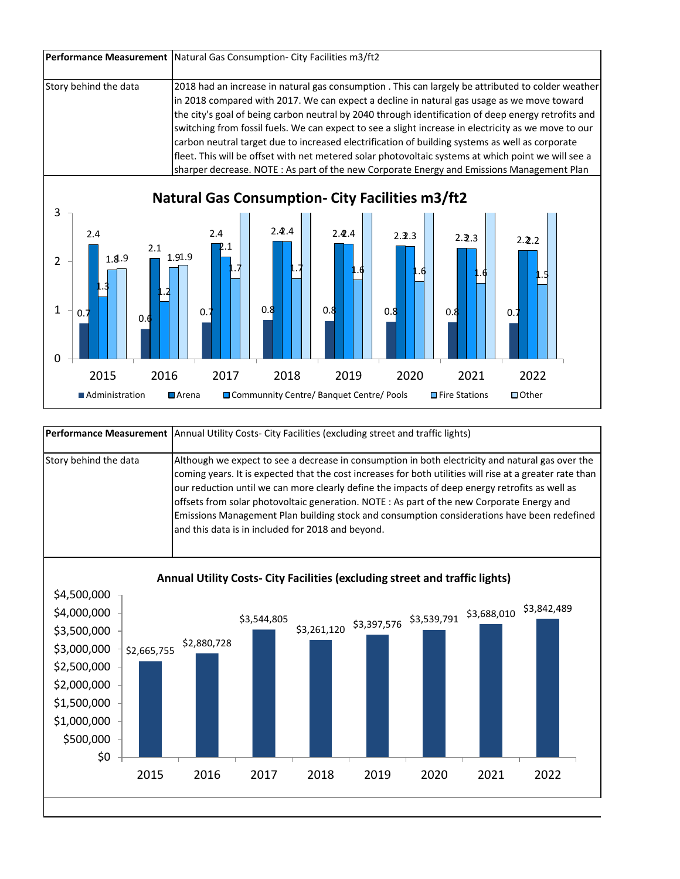| Performance Measurement | Natural Gas Consumption- City Facilities m3/ft2 |
|---|---|
| Story behind the data | 2018 had an increase in natural gas consumption . This can largely be attributed to colder weather in 2018 compared with 2017. We can expect a decline in natural gas usage as we move toward the city's goal of being carbon neutral by 2040 through identification of deep energy retrofits and switching from fossil fuels. We can expect to see a slight increase in electricity as we move to our carbon neutral target due to increased electrification of building systems as well as corporate fleet. This will be offset with net metered solar photovoltaic systems at which point we will see a sharper decrease. NOTE : As part of the new Corporate Energy and Emissions Management Plan |

**Natural Gas Consumption- City Facilities m3/ft2**

| Year | Administration | Arena | Community Centre/ Banquet Centre/ Pools | Fire Stations | Other |
|---|---|---|---|---|---|
| 2015 | 0.7 | 2.4 | 1.3 | 1.8 | 1.9 |
| 2016 | 0.6 | 2.1 | 1.2 | 1.9 | 1.9 |
| 2017 | 0.7 | 2.4 | 2.1 | 1.7 | |
| 2018 | 0.8 | 2.4 | 2.4 | 1.7 | |
| 2019 | 0.8 | 2.4 | 2.4 | 1.6 | |
| 2020 | 0.8 | 2.3 | 2.3 | 1.6 | |
| 2021 | 0.8 | 2.3 | 2.3 | 1.6 | |
| 2022 | 0.7 | 2.2 | 2.2 | 1.5 | |

| Performance Measurement | Annual Utility Costs- City Facilities (excluding street and traffic lights) |
|---|---|
| Story behind the data | Although we expect to see a decrease in consumption in both electricity and natural gas over the coming years. It is expected that the cost increases for both utilities will rise at a greater rate than our reduction until we can more clearly define the impacts of deep energy retrofits as well as offsets from solar photovoltaic generation. NOTE : As part of the new Corporate Energy and Emissions Management Plan building stock and consumption considerations have been redefined and this data is in included for 2018 and beyond. |

**Annual Utility Costs- City Facilities (excluding street and traffic lights)**

| Year | Annual Utility Costs |
|---|---|
| 2015 | $2,665,755 |
| 2016 | $2,880,728 |
| 2017 | $3,544,805 |
| 2018 | $3,261,120 |
| 2019 | $3,397,576 |
| 2020 | $3,539,791 |
| 2021 | $3,688,010 |
| 2022 | $3,842,489 |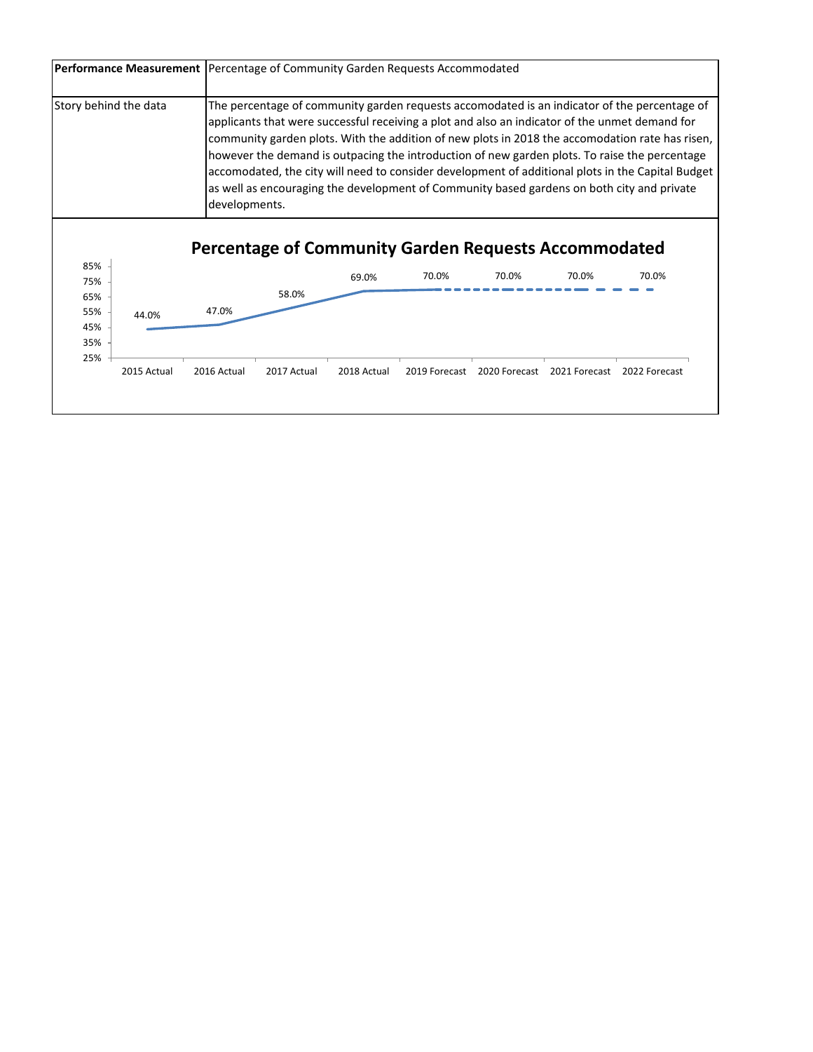| **Performance Measurement** | Percentage of Community Garden Requests Accommodated |
|---|---|
| Story behind the data | The percentage of community garden requests accomodated is an indicator of the percentage of applicants that were successful receiving a plot and also an indicator of the unmet demand for community garden plots. With the addition of new plots in 2018 the accomodation rate has risen, however the demand is outpacing the introduction of new garden plots. To raise the percentage accomodated, the city will need to consider development of additional plots in the Capital Budget as well as encouraging the development of Community based gardens on both city and private developments. |

**Percentage of Community Garden Requests Accommodated**

| 2015 Actual | 2016 Actual | 2017 Actual | 2018 Actual | 2019 Forecast | 2020 Forecast | 2021 Forecast | 2022 Forecast |
|---|---|---|---|---|---|---|---|
| 44.0% | 47.0% | 58.0% | 69.0% | 70.0% | 70.0% | 70.0% | 70.0% |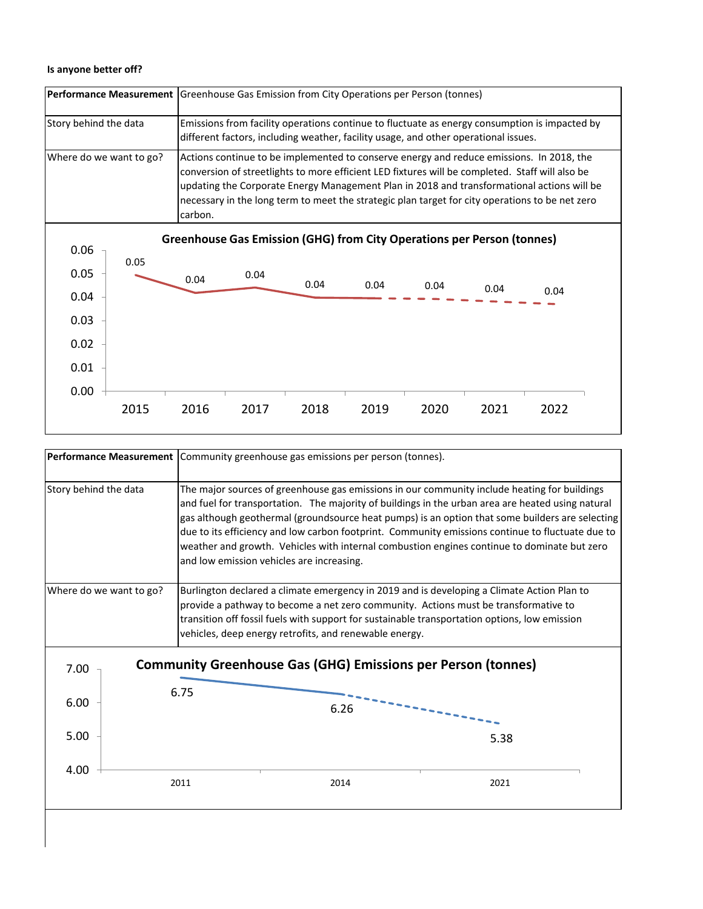**Is anyone better off?**

| | |
|---|---|
| **Performance Measurement** | Greenhouse Gas Emission from City Operations per Person (tonnes) |
| Story behind the data | Emissions from facility operations continue to fluctuate as energy consumption is impacted by different factors, including weather, facility usage, and other operational issues. |
| Where do we want to go? | Actions continue to be implemented to conserve energy and reduce emissions. In 2018, the conversion of streetlights to more efficient LED fixtures will be completed. Staff will also be updating the Corporate Energy Management Plan in 2018 and transformational actions will be necessary in the long term to meet the strategic plan target for city operations to be net zero carbon. |

Greenhouse Gas Emission (GHG) from City Operations per Person (tonnes)

0.06
0.05
0.04
0.03
0.02
0.01
0.00

0.05
0.04
0.04
0.04
0.04
0.04
0.04
0.04

2015
2016
2017
2018
2019
2020
2021
2022

| | |
|---|---|
| **Performance Measurement** | Community greenhouse gas emissions per person (tonnes). |
| Story behind the data | The major sources of greenhouse gas emissions in our community include heating for buildings and fuel for transportation. The majority of buildings in the urban area are heated using natural gas although geothermal (groundsource heat pumps) is an option that some builders are selecting due to its efficiency and low carbon footprint. Community emissions continue to fluctuate due to weather and growth. Vehicles with internal combustion engines continue to dominate but zero and low emission vehicles are increasing. |
| Where do we want to go? | Burlington declared a climate emergency in 2019 and is developing a Climate Action Plan to provide a pathway to become a net zero community. Actions must be transformative to transition off fossil fuels with support for sustainable transportation options, low emission vehicles, deep energy retrofits, and renewable energy. |

Community Greenhouse Gas (GHG) Emissions per Person (tonnes)

7.00
6.00
5.00
4.00

6.75
6.26
5.38

2011
2014
2021